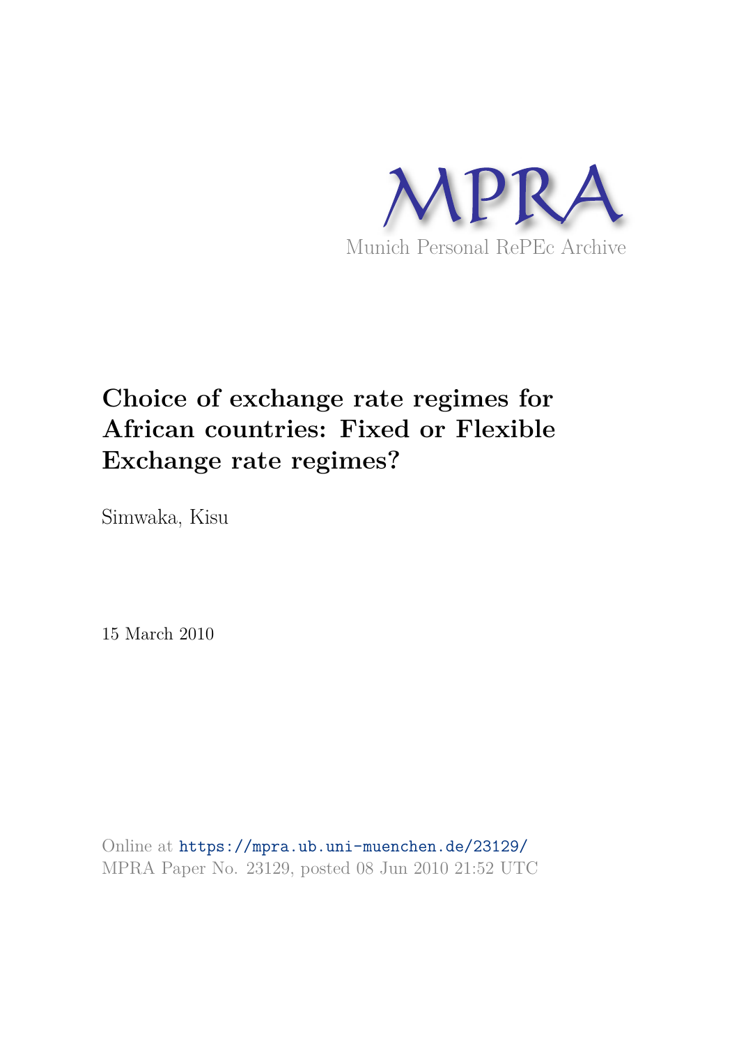MPRA

Munich Personal RePEc Archive

# Choice of exchange rate regimes for African countries: Fixed or Flexible Exchange rate regimes?

Simwaka, Kisu

15 March 2010

Online at https://mpra.ub.uni-muenchen.de/23129/
MPRA Paper No. 23129, posted 08 Jun 2010 21:52 UTC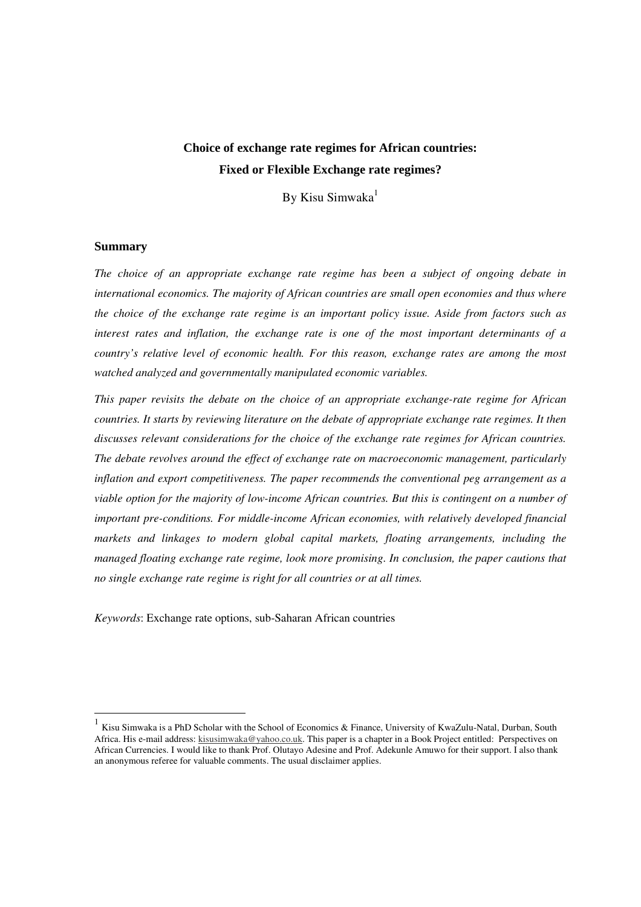# Choice of exchange rate regimes for African countries: Fixed or Flexible Exchange rate regimes?

By Kisu Simwaka[1]

## Summary

*The choice of an appropriate exchange rate regime has been a subject of ongoing debate in international economics. The majority of African countries are small open economies and thus where the choice of the exchange rate regime is an important policy issue. Aside from factors such as interest rates and inflation, the exchange rate is one of the most important determinants of a country's relative level of economic health. For this reason, exchange rates are among the most watched analyzed and governmentally manipulated economic variables.*

*This paper revisits the debate on the choice of an appropriate exchange-rate regime for African countries. It starts by reviewing literature on the debate of appropriate exchange rate regimes. It then discusses relevant considerations for the choice of the exchange rate regimes for African countries. The debate revolves around the effect of exchange rate on macroeconomic management, particularly inflation and export competitiveness. The paper recommends the conventional peg arrangement as a viable option for the majority of low-income African countries. But this is contingent on a number of important pre-conditions. For middle-income African economies, with relatively developed financial markets and linkages to modern global capital markets, floating arrangements, including the managed floating exchange rate regime, look more promising. In conclusion, the paper cautions that no single exchange rate regime is right for all countries or at all times.*

*Keywords*: Exchange rate options, sub-Saharan African countries

---

[1] Kisu Simwaka is a PhD Scholar with the School of Economics & Finance, University of KwaZulu-Natal, Durban, South Africa. His e-mail address: kisusimwaka@yahoo.co.uk. This paper is a chapter in a Book Project entitled: Perspectives on African Currencies. I would like to thank Prof. Olutayo Adesine and Prof. Adekunle Amuwo for their support. I also thank an anonymous referee for valuable comments. The usual disclaimer applies.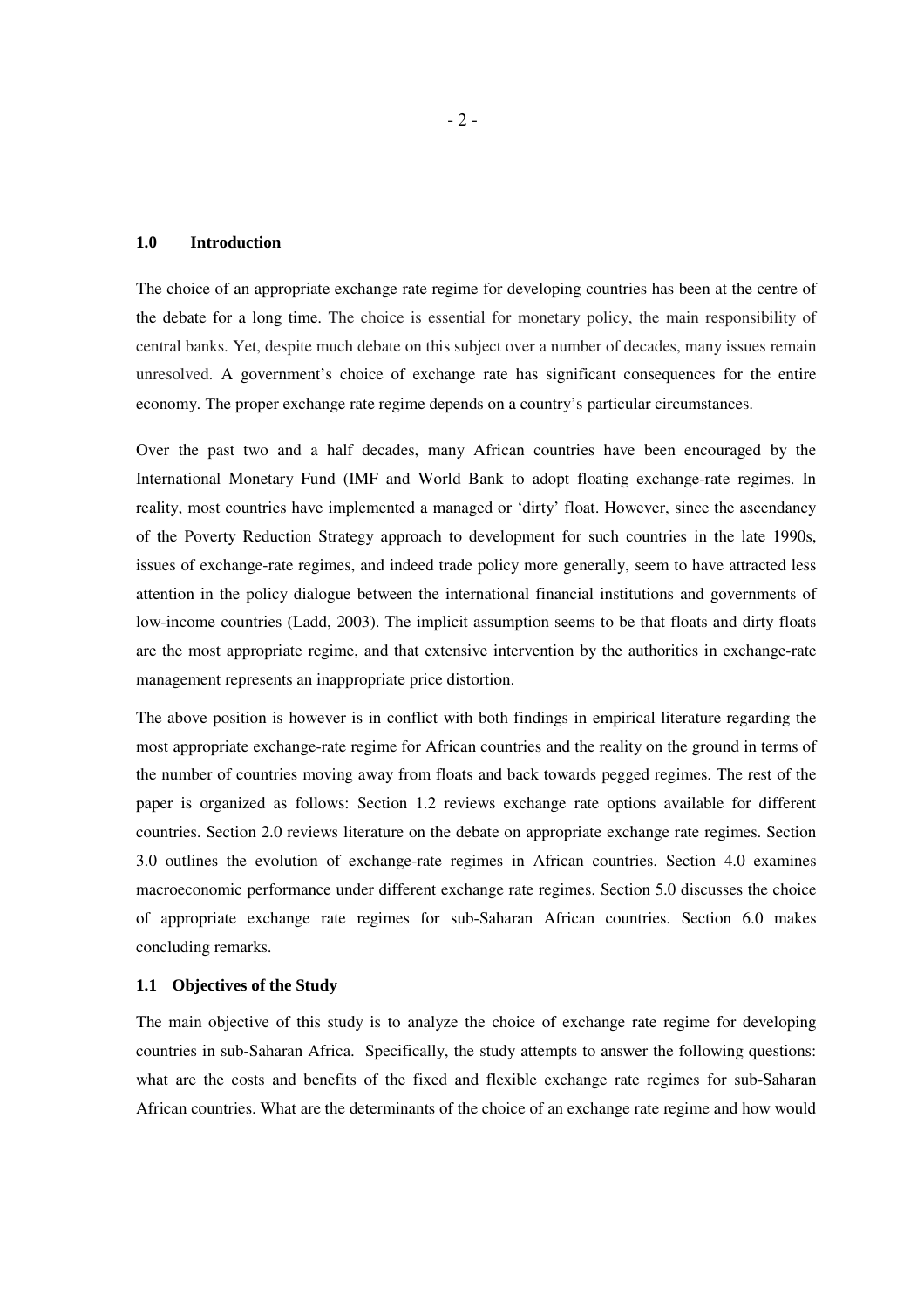## 1.0 Introduction

The choice of an appropriate exchange rate regime for developing countries has been at the centre of the debate for a long time. The choice is essential for monetary policy, the main responsibility of central banks. Yet, despite much debate on this subject over a number of decades, many issues remain unresolved. A government's choice of exchange rate has significant consequences for the entire economy. The proper exchange rate regime depends on a country's particular circumstances.

Over the past two and a half decades, many African countries have been encouraged by the International Monetary Fund (IMF and World Bank to adopt floating exchange-rate regimes. In reality, most countries have implemented a managed or 'dirty' float. However, since the ascendancy of the Poverty Reduction Strategy approach to development for such countries in the late 1990s, issues of exchange-rate regimes, and indeed trade policy more generally, seem to have attracted less attention in the policy dialogue between the international financial institutions and governments of low-income countries (Ladd, 2003). The implicit assumption seems to be that floats and dirty floats are the most appropriate regime, and that extensive intervention by the authorities in exchange-rate management represents an inappropriate price distortion.

The above position is however is in conflict with both findings in empirical literature regarding the most appropriate exchange-rate regime for African countries and the reality on the ground in terms of the number of countries moving away from floats and back towards pegged regimes. The rest of the paper is organized as follows: Section 1.2 reviews exchange rate options available for different countries. Section 2.0 reviews literature on the debate on appropriate exchange rate regimes. Section 3.0 outlines the evolution of exchange-rate regimes in African countries. Section 4.0 examines macroeconomic performance under different exchange rate regimes. Section 5.0 discusses the choice of appropriate exchange rate regimes for sub-Saharan African countries. Section 6.0 makes concluding remarks.

### 1.1 Objectives of the Study

The main objective of this study is to analyze the choice of exchange rate regime for developing countries in sub-Saharan Africa. Specifically, the study attempts to answer the following questions: what are the costs and benefits of the fixed and flexible exchange rate regimes for sub-Saharan African countries. What are the determinants of the choice of an exchange rate regime and how would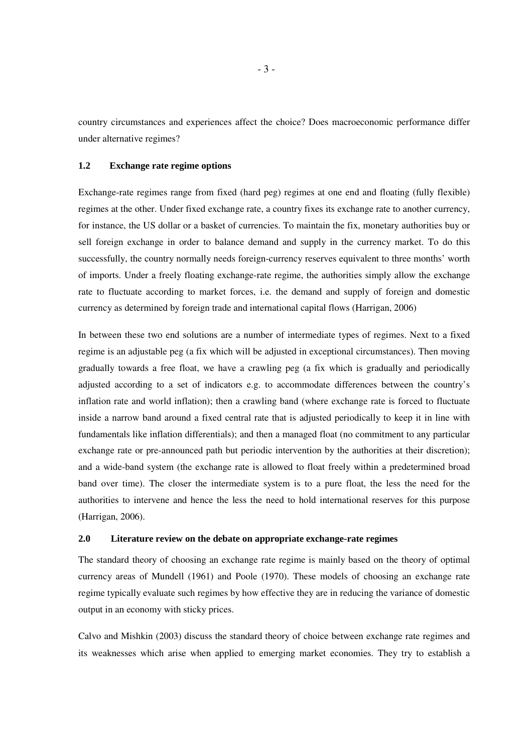country circumstances and experiences affect the choice? Does macroeconomic performance differ under alternative regimes?

### 1.2 Exchange rate regime options

Exchange-rate regimes range from fixed (hard peg) regimes at one end and floating (fully flexible) regimes at the other. Under fixed exchange rate, a country fixes its exchange rate to another currency, for instance, the US dollar or a basket of currencies. To maintain the fix, monetary authorities buy or sell foreign exchange in order to balance demand and supply in the currency market. To do this successfully, the country normally needs foreign-currency reserves equivalent to three months' worth of imports. Under a freely floating exchange-rate regime, the authorities simply allow the exchange rate to fluctuate according to market forces, i.e. the demand and supply of foreign and domestic currency as determined by foreign trade and international capital flows (Harrigan, 2006)

In between these two end solutions are a number of intermediate types of regimes. Next to a fixed regime is an adjustable peg (a fix which will be adjusted in exceptional circumstances). Then moving gradually towards a free float, we have a crawling peg (a fix which is gradually and periodically adjusted according to a set of indicators e.g. to accommodate differences between the country's inflation rate and world inflation); then a crawling band (where exchange rate is forced to fluctuate inside a narrow band around a fixed central rate that is adjusted periodically to keep it in line with fundamentals like inflation differentials); and then a managed float (no commitment to any particular exchange rate or pre-announced path but periodic intervention by the authorities at their discretion); and a wide-band system (the exchange rate is allowed to float freely within a predetermined broad band over time). The closer the intermediate system is to a pure float, the less the need for the authorities to intervene and hence the less the need to hold international reserves for this purpose (Harrigan, 2006).

## 2.0 Literature review on the debate on appropriate exchange-rate regimes

The standard theory of choosing an exchange rate regime is mainly based on the theory of optimal currency areas of Mundell (1961) and Poole (1970). These models of choosing an exchange rate regime typically evaluate such regimes by how effective they are in reducing the variance of domestic output in an economy with sticky prices.

Calvo and Mishkin (2003) discuss the standard theory of choice between exchange rate regimes and its weaknesses which arise when applied to emerging market economies. They try to establish a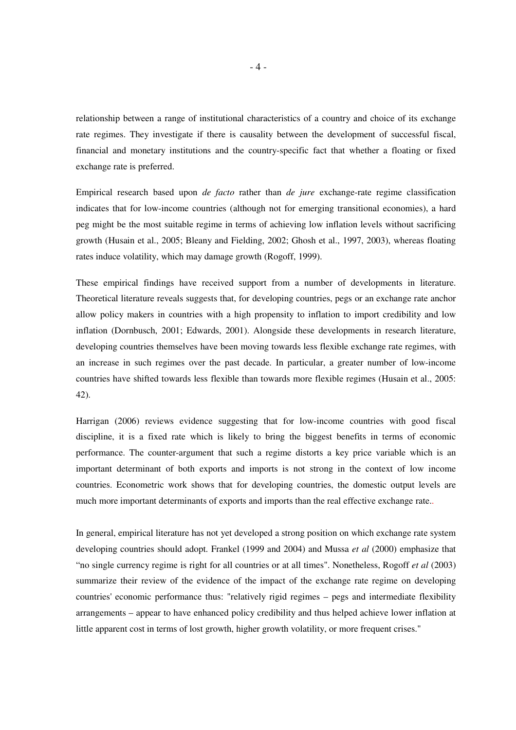relationship between a range of institutional characteristics of a country and choice of its exchange rate regimes. They investigate if there is causality between the development of successful fiscal, financial and monetary institutions and the country-specific fact that whether a floating or fixed exchange rate is preferred.

Empirical research based upon *de facto* rather than *de jure* exchange-rate regime classification indicates that for low-income countries (although not for emerging transitional economies), a hard peg might be the most suitable regime in terms of achieving low inflation levels without sacrificing growth (Husain et al., 2005; Bleany and Fielding, 2002; Ghosh et al., 1997, 2003), whereas floating rates induce volatility, which may damage growth (Rogoff, 1999).

These empirical findings have received support from a number of developments in literature. Theoretical literature reveals suggests that, for developing countries, pegs or an exchange rate anchor allow policy makers in countries with a high propensity to inflation to import credibility and low inflation (Dornbusch, 2001; Edwards, 2001). Alongside these developments in research literature, developing countries themselves have been moving towards less flexible exchange rate regimes, with an increase in such regimes over the past decade. In particular, a greater number of low-income countries have shifted towards less flexible than towards more flexible regimes (Husain et al., 2005: 42).

Harrigan (2006) reviews evidence suggesting that for low-income countries with good fiscal discipline, it is a fixed rate which is likely to bring the biggest benefits in terms of economic performance. The counter-argument that such a regime distorts a key price variable which is an important determinant of both exports and imports is not strong in the context of low income countries. Econometric work shows that for developing countries, the domestic output levels are much more important determinants of exports and imports than the real effective exchange rate..

In general, empirical literature has not yet developed a strong position on which exchange rate system developing countries should adopt. Frankel (1999 and 2004) and Mussa *et al* (2000) emphasize that "no single currency regime is right for all countries or at all times". Nonetheless, Rogoff *et al* (2003) summarize their review of the evidence of the impact of the exchange rate regime on developing countries' economic performance thus: "relatively rigid regimes – pegs and intermediate flexibility arrangements – appear to have enhanced policy credibility and thus helped achieve lower inflation at little apparent cost in terms of lost growth, higher growth volatility, or more frequent crises."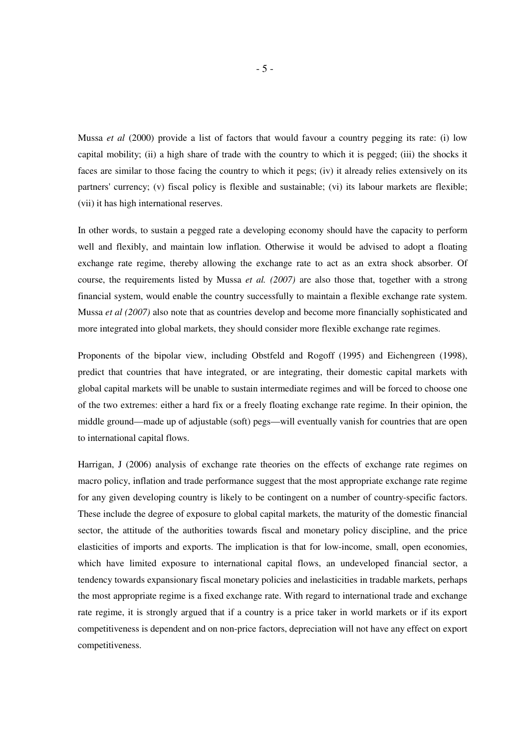Mussa *et al* (2000) provide a list of factors that would favour a country pegging its rate: (i) low capital mobility; (ii) a high share of trade with the country to which it is pegged; (iii) the shocks it faces are similar to those facing the country to which it pegs; (iv) it already relies extensively on its partners' currency; (v) fiscal policy is flexible and sustainable; (vi) its labour markets are flexible; (vii) it has high international reserves.

In other words, to sustain a pegged rate a developing economy should have the capacity to perform well and flexibly, and maintain low inflation. Otherwise it would be advised to adopt a floating exchange rate regime, thereby allowing the exchange rate to act as an extra shock absorber. Of course, the requirements listed by Mussa *et al. (2007)* are also those that, together with a strong financial system, would enable the country successfully to maintain a flexible exchange rate system. Mussa *et al (2007)* also note that as countries develop and become more financially sophisticated and more integrated into global markets, they should consider more flexible exchange rate regimes.

Proponents of the bipolar view, including Obstfeld and Rogoff (1995) and Eichengreen (1998), predict that countries that have integrated, or are integrating, their domestic capital markets with global capital markets will be unable to sustain intermediate regimes and will be forced to choose one of the two extremes: either a hard fix or a freely floating exchange rate regime. In their opinion, the middle ground—made up of adjustable (soft) pegs—will eventually vanish for countries that are open to international capital flows.

Harrigan, J (2006) analysis of exchange rate theories on the effects of exchange rate regimes on macro policy, inflation and trade performance suggest that the most appropriate exchange rate regime for any given developing country is likely to be contingent on a number of country-specific factors. These include the degree of exposure to global capital markets, the maturity of the domestic financial sector, the attitude of the authorities towards fiscal and monetary policy discipline, and the price elasticities of imports and exports. The implication is that for low-income, small, open economies, which have limited exposure to international capital flows, an undeveloped financial sector, a tendency towards expansionary fiscal monetary policies and inelasticities in tradable markets, perhaps the most appropriate regime is a fixed exchange rate. With regard to international trade and exchange rate regime, it is strongly argued that if a country is a price taker in world markets or if its export competitiveness is dependent and on non-price factors, depreciation will not have any effect on export competitiveness.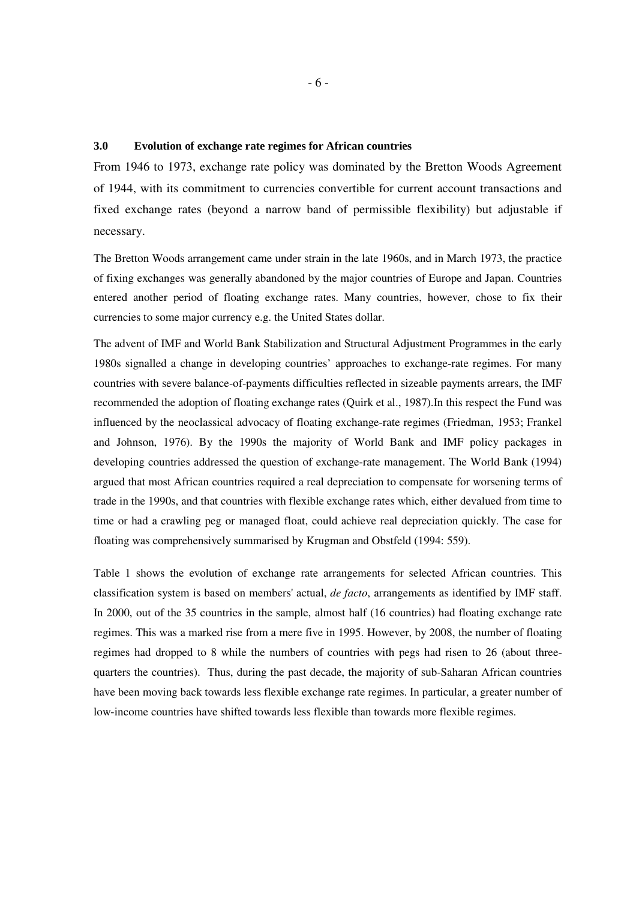### 3.0 Evolution of exchange rate regimes for African countries

From 1946 to 1973, exchange rate policy was dominated by the Bretton Woods Agreement of 1944, with its commitment to currencies convertible for current account transactions and fixed exchange rates (beyond a narrow band of permissible flexibility) but adjustable if necessary.

The Bretton Woods arrangement came under strain in the late 1960s, and in March 1973, the practice of fixing exchanges was generally abandoned by the major countries of Europe and Japan. Countries entered another period of floating exchange rates. Many countries, however, chose to fix their currencies to some major currency e.g. the United States dollar.

The advent of IMF and World Bank Stabilization and Structural Adjustment Programmes in the early 1980s signalled a change in developing countries' approaches to exchange-rate regimes. For many countries with severe balance-of-payments difficulties reflected in sizeable payments arrears, the IMF recommended the adoption of floating exchange rates (Quirk et al., 1987).In this respect the Fund was influenced by the neoclassical advocacy of floating exchange-rate regimes (Friedman, 1953; Frankel and Johnson, 1976). By the 1990s the majority of World Bank and IMF policy packages in developing countries addressed the question of exchange-rate management. The World Bank (1994) argued that most African countries required a real depreciation to compensate for worsening terms of trade in the 1990s, and that countries with flexible exchange rates which, either devalued from time to time or had a crawling peg or managed float, could achieve real depreciation quickly. The case for floating was comprehensively summarised by Krugman and Obstfeld (1994: 559).

Table 1 shows the evolution of exchange rate arrangements for selected African countries. This classification system is based on members' actual, *de facto*, arrangements as identified by IMF staff. In 2000, out of the 35 countries in the sample, almost half (16 countries) had floating exchange rate regimes. This was a marked rise from a mere five in 1995. However, by 2008, the number of floating regimes had dropped to 8 while the numbers of countries with pegs had risen to 26 (about three-quarters the countries). Thus, during the past decade, the majority of sub-Saharan African countries have been moving back towards less flexible exchange rate regimes. In particular, a greater number of low-income countries have shifted towards less flexible than towards more flexible regimes.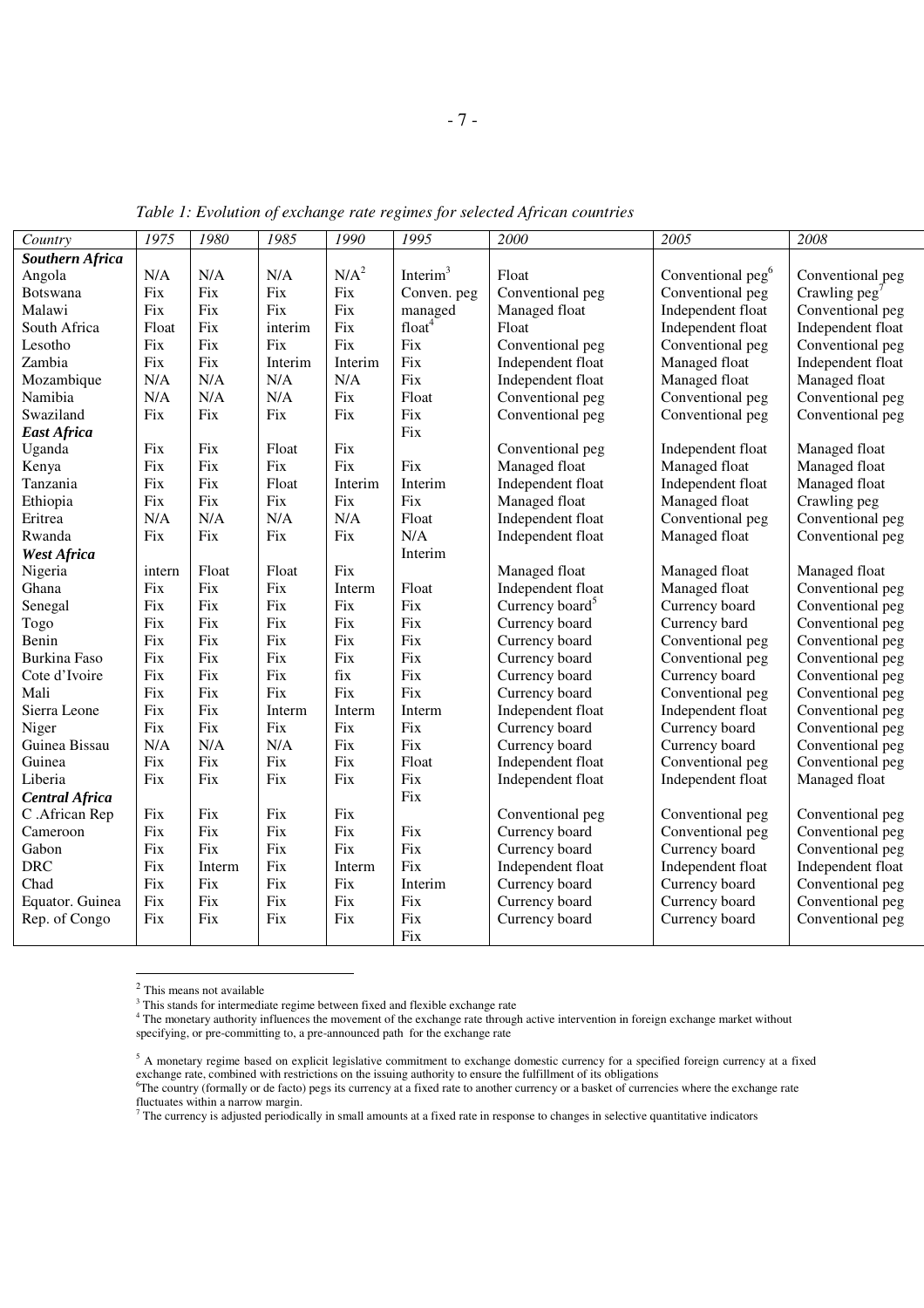*Table 1: Evolution of exchange rate regimes for selected African countries*

| Country | 1975 | 1980 | 1985 | 1990 | 1995 | 2000 | 2005 | 2008 |
|---|---|---|---|---|---|---|---|---|
| ***Southern Africa*** | | | | | | | | |
| Angola | N/A | N/A | N/A | N/A[2] | Interim[3] | Float | Conventional peg[6] | Conventional peg |
| Botswana | Fix | Fix | Fix | Fix | Conven. peg | Conventional peg | Conventional peg | Crawling peg[7] |
| Malawi | Fix | Fix | Fix | Fix | managed | Managed float | Independent float | Conventional peg |
| South Africa | Float | Fix | interim | Fix | float[4] | Float | Independent float | Independent float |
| Lesotho | Fix | Fix | Fix | Fix | Fix | Conventional peg | Conventional peg | Conventional peg |
| Zambia | Fix | Fix | Interim | Interim | Fix | Independent float | Managed float | Independent float |
| Mozambique | N/A | N/A | N/A | N/A | Fix | Independent float | Managed float | Managed float |
| Namibia | N/A | N/A | N/A | Fix | Float | Conventional peg | Conventional peg | Conventional peg |
| Swaziland | Fix | Fix | Fix | Fix | Fix | Conventional peg | Conventional peg | Conventional peg |
| ***East Africa*** | | | | | Fix | | | |
| Uganda | Fix | Fix | Float | Fix | | Conventional peg | Independent float | Managed float |
| Kenya | Fix | Fix | Fix | Fix | Fix | Managed float | Managed float | Managed float |
| Tanzania | Fix | Fix | Float | Interim | Interim | Independent float | Independent float | Managed float |
| Ethiopia | Fix | Fix | Fix | Fix | Fix | Managed float | Managed float | Crawling peg |
| Eritrea | N/A | N/A | N/A | N/A | Float | Independent float | Conventional peg | Conventional peg |
| Rwanda | Fix | Fix | Fix | Fix | N/A | Independent float | Managed float | Conventional peg |
| ***West Africa*** | | | | | Interim | | | |
| Nigeria | intern | Float | Float | Fix | | Managed float | Managed float | Managed float |
| Ghana | Fix | Fix | Fix | Interm | Float | Independent float | Managed float | Conventional peg |
| Senegal | Fix | Fix | Fix | Fix | Fix | Currency board[5] | Currency board | Conventional peg |
| Togo | Fix | Fix | Fix | Fix | Fix | Currency board | Currency bard | Conventional peg |
| Benin | Fix | Fix | Fix | Fix | Fix | Currency board | Conventional peg | Conventional peg |
| Burkina Faso | Fix | Fix | Fix | Fix | Fix | Currency board | Conventional peg | Conventional peg |
| Cote d'Ivoire | Fix | Fix | Fix | fix | Fix | Currency board | Currency board | Conventional peg |
| Mali | Fix | Fix | Fix | Fix | Fix | Currency board | Conventional peg | Conventional peg |
| Sierra Leone | Fix | Fix | Interm | Interm | Interm | Independent float | Independent float | Conventional peg |
| Niger | Fix | Fix | Fix | Fix | Fix | Currency board | Currency board | Conventional peg |
| Guinea Bissau | N/A | N/A | N/A | Fix | Fix | Currency board | Currency board | Conventional peg |
| Guinea | Fix | Fix | Fix | Fix | Float | Independent float | Conventional peg | Conventional peg |
| Liberia | Fix | Fix | Fix | Fix | Fix | Independent float | Independent float | Managed float |
| ***Central Africa*** | | | | | Fix | | | |
| C .African Rep | Fix | Fix | Fix | Fix | | Conventional peg | Conventional peg | Conventional peg |
| Cameroon | Fix | Fix | Fix | Fix | Fix | Currency board | Conventional peg | Conventional peg |
| Gabon | Fix | Fix | Fix | Fix | Fix | Currency board | Currency board | Conventional peg |
| DRC | Fix | Interm | Fix | Interm | Fix | Independent float | Independent float | Independent float |
| Chad | Fix | Fix | Fix | Fix | Interim | Currency board | Currency board | Conventional peg |
| Equator. Guinea | Fix | Fix | Fix | Fix | Fix | Currency board | Currency board | Conventional peg |
| Rep. of Congo | Fix | Fix | Fix | Fix | Fix | Currency board | Currency board | Conventional peg |
| | | | | | Fix | | | |

[2] This means not available

[3] This stands for intermediate regime between fixed and flexible exchange rate

[4] The monetary authority influences the movement of the exchange rate through active intervention in foreign exchange market without specifying, or pre-committing to, a pre-announced path for the exchange rate

[5] A monetary regime based on explicit legislative commitment to exchange domestic currency for a specified foreign currency at a fixed exchange rate, combined with restrictions on the issuing authority to ensure the fulfillment of its obligations

[6] The country (formally or de facto) pegs its currency at a fixed rate to another currency or a basket of currencies where the exchange rate fluctuates within a narrow margin.

[7] The currency is adjusted periodically in small amounts at a fixed rate in response to changes in selective quantitative indicators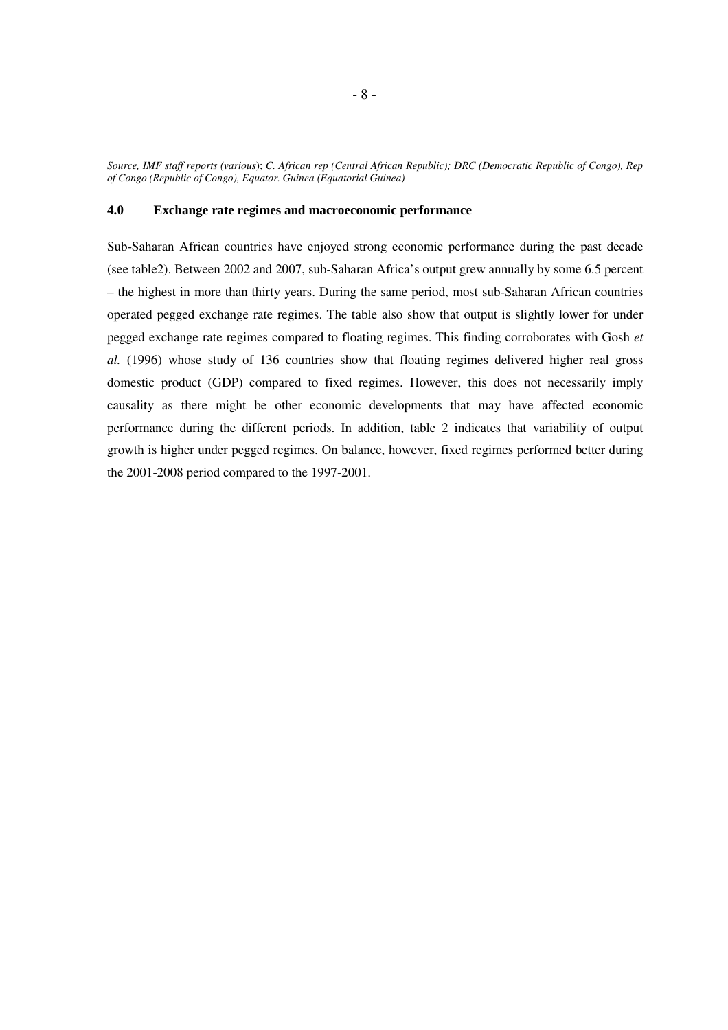*Source, IMF staff reports (various*); *C. African rep (Central African Republic); DRC (Democratic Republic of Congo), Rep of Congo (Republic of Congo), Equator. Guinea (Equatorial Guinea)*

## 4.0 Exchange rate regimes and macroeconomic performance

Sub-Saharan African countries have enjoyed strong economic performance during the past decade (see table2). Between 2002 and 2007, sub-Saharan Africa's output grew annually by some 6.5 percent – the highest in more than thirty years. During the same period, most sub-Saharan African countries operated pegged exchange rate regimes. The table also show that output is slightly lower for under pegged exchange rate regimes compared to floating regimes. This finding corroborates with Gosh *et al.* (1996) whose study of 136 countries show that floating regimes delivered higher real gross domestic product (GDP) compared to fixed regimes. However, this does not necessarily imply causality as there might be other economic developments that may have affected economic performance during the different periods. In addition, table 2 indicates that variability of output growth is higher under pegged regimes. On balance, however, fixed regimes performed better during the 2001-2008 period compared to the 1997-2001.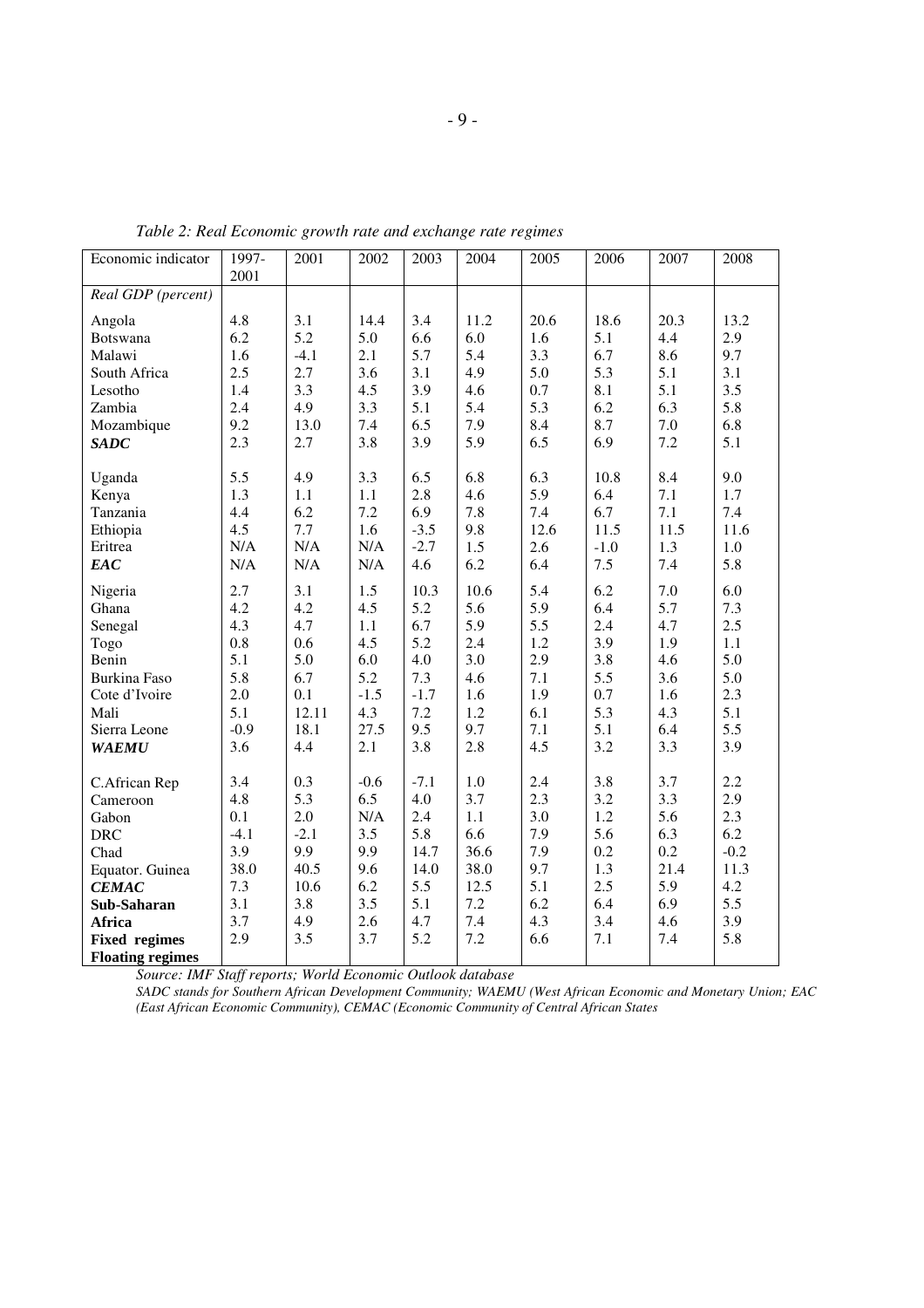*Table 2: Real Economic growth rate and exchange rate regimes*

| Economic indicator | 1997-2001 | 2001 | 2002 | 2003 | 2004 | 2005 | 2006 | 2007 | 2008 |
|---|---|---|---|---|---|---|---|---|---|
| *Real GDP (percent)* | | | | | | | | | |
| Angola | 4.8 | 3.1 | 14.4 | 3.4 | 11.2 | 20.6 | 18.6 | 20.3 | 13.2 |
| Botswana | 6.2 | 5.2 | 5.0 | 6.6 | 6.0 | 1.6 | 5.1 | 4.4 | 2.9 |
| Malawi | 1.6 | -4.1 | 2.1 | 5.7 | 5.4 | 3.3 | 6.7 | 8.6 | 9.7 |
| South Africa | 2.5 | 2.7 | 3.6 | 3.1 | 4.9 | 5.0 | 5.3 | 5.1 | 3.1 |
| Lesotho | 1.4 | 3.3 | 4.5 | 3.9 | 4.6 | 0.7 | 8.1 | 5.1 | 3.5 |
| Zambia | 2.4 | 4.9 | 3.3 | 5.1 | 5.4 | 5.3 | 6.2 | 6.3 | 5.8 |
| Mozambique | 9.2 | 13.0 | 7.4 | 6.5 | 7.9 | 8.4 | 8.7 | 7.0 | 6.8 |
| ***SADC*** | 2.3 | 2.7 | 3.8 | 3.9 | 5.9 | 6.5 | 6.9 | 7.2 | 5.1 |
| Uganda | 5.5 | 4.9 | 3.3 | 6.5 | 6.8 | 6.3 | 10.8 | 8.4 | 9.0 |
| Kenya | 1.3 | 1.1 | 1.1 | 2.8 | 4.6 | 5.9 | 6.4 | 7.1 | 1.7 |
| Tanzania | 4.4 | 6.2 | 7.2 | 6.9 | 7.8 | 7.4 | 6.7 | 7.1 | 7.4 |
| Ethiopia | 4.5 | 7.7 | 1.6 | -3.5 | 9.8 | 12.6 | 11.5 | 11.5 | 11.6 |
| Eritrea | N/A | N/A | N/A | -2.7 | 1.5 | 2.6 | -1.0 | 1.3 | 1.0 |
| ***EAC*** | N/A | N/A | N/A | 4.6 | 6.2 | 6.4 | 7.5 | 7.4 | 5.8 |
| Nigeria | 2.7 | 3.1 | 1.5 | 10.3 | 10.6 | 5.4 | 6.2 | 7.0 | 6.0 |
| Ghana | 4.2 | 4.2 | 4.5 | 5.2 | 5.6 | 5.9 | 6.4 | 5.7 | 7.3 |
| Senegal | 4.3 | 4.7 | 1.1 | 6.7 | 5.9 | 5.5 | 2.4 | 4.7 | 2.5 |
| Togo | 0.8 | 0.6 | 4.5 | 5.2 | 2.4 | 1.2 | 3.9 | 1.9 | 1.1 |
| Benin | 5.1 | 5.0 | 6.0 | 4.0 | 3.0 | 2.9 | 3.8 | 4.6 | 5.0 |
| Burkina Faso | 5.8 | 6.7 | 5.2 | 7.3 | 4.6 | 7.1 | 5.5 | 3.6 | 5.0 |
| Cote d'Ivoire | 2.0 | 0.1 | -1.5 | -1.7 | 1.6 | 1.9 | 0.7 | 1.6 | 2.3 |
| Mali | 5.1 | 12.11 | 4.3 | 7.2 | 1.2 | 6.1 | 5.3 | 4.3 | 5.1 |
| Sierra Leone | -0.9 | 18.1 | 27.5 | 9.5 | 9.7 | 7.1 | 5.1 | 6.4 | 5.5 |
| ***WAEMU*** | 3.6 | 4.4 | 2.1 | 3.8 | 2.8 | 4.5 | 3.2 | 3.3 | 3.9 |
| C.African Rep | 3.4 | 0.3 | -0.6 | -7.1 | 1.0 | 2.4 | 3.8 | 3.7 | 2.2 |
| Cameroon | 4.8 | 5.3 | 6.5 | 4.0 | 3.7 | 2.3 | 3.2 | 3.3 | 2.9 |
| Gabon | 0.1 | 2.0 | N/A | 2.4 | 1.1 | 3.0 | 1.2 | 5.6 | 2.3 |
| DRC | -4.1 | -2.1 | 3.5 | 5.8 | 6.6 | 7.9 | 5.6 | 6.3 | 6.2 |
| Chad | 3.9 | 9.9 | 9.9 | 14.7 | 36.6 | 7.9 | 0.2 | 0.2 | -0.2 |
| Equator. Guinea | 38.0 | 40.5 | 9.6 | 14.0 | 38.0 | 9.7 | 1.3 | 21.4 | 11.3 |
| ***CEMAC*** | 7.3 | 10.6 | 6.2 | 5.5 | 12.5 | 5.1 | 2.5 | 5.9 | 4.2 |
| **Sub-Saharan Africa** | 3.1 | 3.8 | 3.5 | 5.1 | 7.2 | 6.2 | 6.4 | 6.9 | 5.5 |
| **Fixed regimes** | 3.7 | 4.9 | 2.6 | 4.7 | 7.4 | 4.3 | 3.4 | 4.6 | 3.9 |
| **Floating regimes** | 2.9 | 3.5 | 3.7 | 5.2 | 7.2 | 6.6 | 7.1 | 7.4 | 5.8 |

*Source: IMF Staff reports; World Economic Outlook database*

*SADC stands for Southern African Development Community; WAEMU (West African Economic and Monetary Union; EAC (East African Economic Community), CEMAC (Economic Community of Central African States*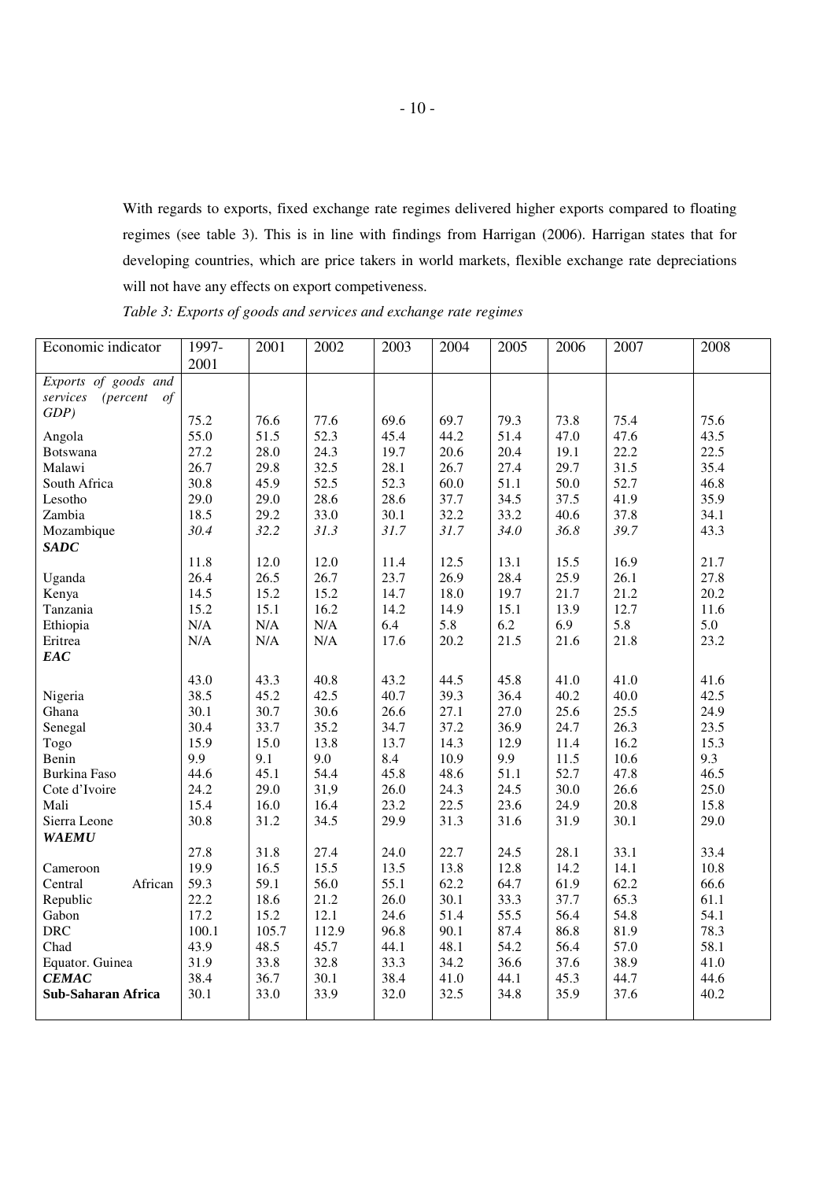With regards to exports, fixed exchange rate regimes delivered higher exports compared to floating regimes (see table 3). This is in line with findings from Harrigan (2006). Harrigan states that for developing countries, which are price takers in world markets, flexible exchange rate depreciations will not have any effects on export competiveness.

*Table 3: Exports of goods and services and exchange rate regimes*

| Economic indicator | 1997-2001 | 2001 | 2002 | 2003 | 2004 | 2005 | 2006 | 2007 | 2008 |
|---|---|---|---|---|---|---|---|---|---|
| *Exports of goods and services (percent of GDP)* | 75.2 | 76.6 | 77.6 | 69.6 | 69.7 | 79.3 | 73.8 | 75.4 | 75.6 |
| Angola | 55.0 | 51.5 | 52.3 | 45.4 | 44.2 | 51.4 | 47.0 | 47.6 | 43.5 |
| Botswana | 27.2 | 28.0 | 24.3 | 19.7 | 20.6 | 20.4 | 19.1 | 22.2 | 22.5 |
| Malawi | 26.7 | 29.8 | 32.5 | 28.1 | 26.7 | 27.4 | 29.7 | 31.5 | 35.4 |
| South Africa | 30.8 | 45.9 | 52.5 | 52.3 | 60.0 | 51.1 | 50.0 | 52.7 | 46.8 |
| Lesotho | 29.0 | 29.0 | 28.6 | 28.6 | 37.7 | 34.5 | 37.5 | 41.9 | 35.9 |
| Zambia | 18.5 | 29.2 | 33.0 | 30.1 | 32.2 | 33.2 | 40.6 | 37.8 | 34.1 |
| Mozambique | *30.4* | *32.2* | *31.3* | *31.7* | *31.7* | *34.0* | *36.8* | *39.7* | 43.3 |
| ***SADC*** | | | | | | | | | |
| | 11.8 | 12.0 | 12.0 | 11.4 | 12.5 | 13.1 | 15.5 | 16.9 | 21.7 |
| Uganda | 26.4 | 26.5 | 26.7 | 23.7 | 26.9 | 28.4 | 25.9 | 26.1 | 27.8 |
| Kenya | 14.5 | 15.2 | 15.2 | 14.7 | 18.0 | 19.7 | 21.7 | 21.2 | 20.2 |
| Tanzania | 15.2 | 15.1 | 16.2 | 14.2 | 14.9 | 15.1 | 13.9 | 12.7 | 11.6 |
| Ethiopia | N/A | N/A | N/A | 6.4 | 5.8 | 6.2 | 6.9 | 5.8 | 5.0 |
| Eritrea | N/A | N/A | N/A | 17.6 | 20.2 | 21.5 | 21.6 | 21.8 | 23.2 |
| ***EAC*** | | | | | | | | | |
| | 43.0 | 43.3 | 40.8 | 43.2 | 44.5 | 45.8 | 41.0 | 41.0 | 41.6 |
| Nigeria | 38.5 | 45.2 | 42.5 | 40.7 | 39.3 | 36.4 | 40.2 | 40.0 | 42.5 |
| Ghana | 30.1 | 30.7 | 30.6 | 26.6 | 27.1 | 27.0 | 25.6 | 25.5 | 24.9 |
| Senegal | 30.4 | 33.7 | 35.2 | 34.7 | 37.2 | 36.9 | 24.7 | 26.3 | 23.5 |
| Togo | 15.9 | 15.0 | 13.8 | 13.7 | 14.3 | 12.9 | 11.4 | 16.2 | 15.3 |
| Benin | 9.9 | 9.1 | 9.0 | 8.4 | 10.9 | 9.9 | 11.5 | 10.6 | 9.3 |
| Burkina Faso | 44.6 | 45.1 | 54.4 | 45.8 | 48.6 | 51.1 | 52.7 | 47.8 | 46.5 |
| Cote d'Ivoire | 24.2 | 29.0 | 31,9 | 26.0 | 24.3 | 24.5 | 30.0 | 26.6 | 25.0 |
| Mali | 15.4 | 16.0 | 16.4 | 23.2 | 22.5 | 23.6 | 24.9 | 20.8 | 15.8 |
| Sierra Leone | 30.8 | 31.2 | 34.5 | 29.9 | 31.3 | 31.6 | 31.9 | 30.1 | 29.0 |
| ***WAEMU*** | | | | | | | | | |
| | 27.8 | 31.8 | 27.4 | 24.0 | 22.7 | 24.5 | 28.1 | 33.1 | 33.4 |
| Cameroon | 19.9 | 16.5 | 15.5 | 13.5 | 13.8 | 12.8 | 14.2 | 14.1 | 10.8 |
| Central African | 59.3 | 59.1 | 56.0 | 55.1 | 62.2 | 64.7 | 61.9 | 62.2 | 66.6 |
| Republic | 22.2 | 18.6 | 21.2 | 26.0 | 30.1 | 33.3 | 37.7 | 65.3 | 61.1 |
| Gabon | 17.2 | 15.2 | 12.1 | 24.6 | 51.4 | 55.5 | 56.4 | 54.8 | 54.1 |
| DRC | 100.1 | 105.7 | 112.9 | 96.8 | 90.1 | 87.4 | 86.8 | 81.9 | 78.3 |
| Chad | 43.9 | 48.5 | 45.7 | 44.1 | 48.1 | 54.2 | 56.4 | 57.0 | 58.1 |
| Equator. Guinea | 31.9 | 33.8 | 32.8 | 33.3 | 34.2 | 36.6 | 37.6 | 38.9 | 41.0 |
| ***CEMAC*** | 38.4 | 36.7 | 30.1 | 38.4 | 41.0 | 44.1 | 45.3 | 44.7 | 44.6 |
| **Sub-Saharan Africa** | 30.1 | 33.0 | 33.9 | 32.0 | 32.5 | 34.8 | 35.9 | 37.6 | 40.2 |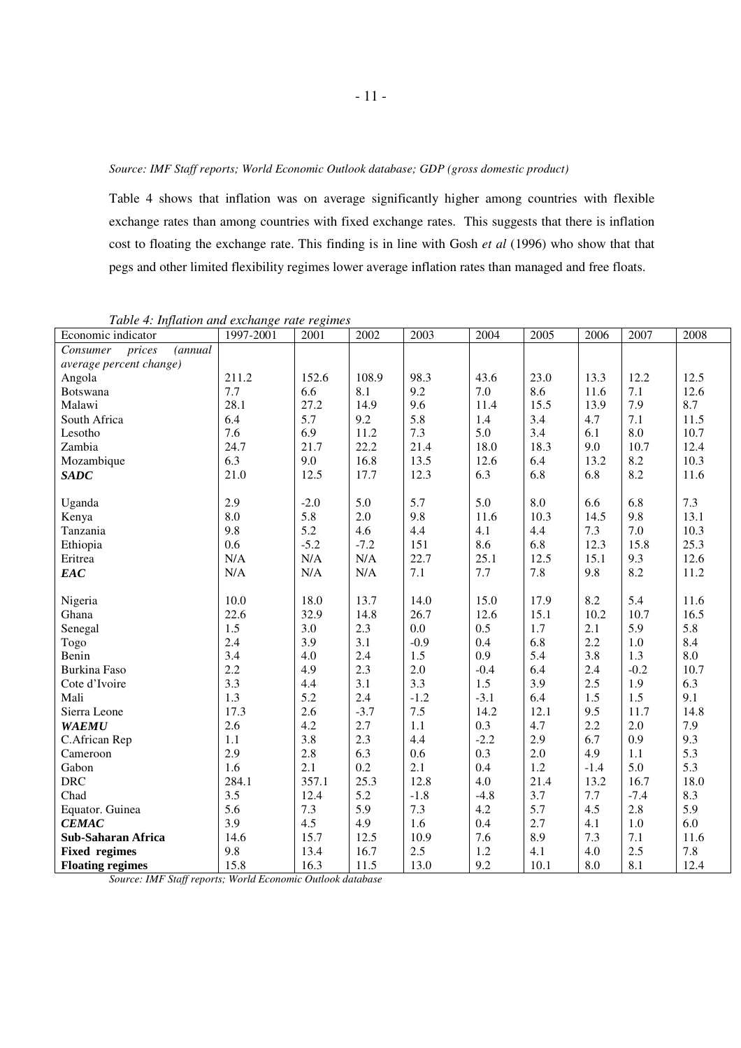*Source: IMF Staff reports; World Economic Outlook database; GDP (gross domestic product)*

Table 4 shows that inflation was on average significantly higher among countries with flexible exchange rates than among countries with fixed exchange rates. This suggests that there is inflation cost to floating the exchange rate. This finding is in line with Gosh *et al* (1996) who show that that pegs and other limited flexibility regimes lower average inflation rates than managed and free floats.

*Table 4: Inflation and exchange rate regimes*

| Economic indicator | 1997-2001 | 2001 | 2002 | 2003 | 2004 | 2005 | 2006 | 2007 | 2008 |
|---|---|---|---|---|---|---|---|---|---|
| *Consumer prices (annual average percent change)* | | | | | | | | | |
| Angola | 211.2 | 152.6 | 108.9 | 98.3 | 43.6 | 23.0 | 13.3 | 12.2 | 12.5 |
| Botswana | 7.7 | 6.6 | 8.1 | 9.2 | 7.0 | 8.6 | 11.6 | 7.1 | 12.6 |
| Malawi | 28.1 | 27.2 | 14.9 | 9.6 | 11.4 | 15.5 | 13.9 | 7.9 | 8.7 |
| South Africa | 6.4 | 5.7 | 9.2 | 5.8 | 1.4 | 3.4 | 4.7 | 7.1 | 11.5 |
| Lesotho | 7.6 | 6.9 | 11.2 | 7.3 | 5.0 | 3.4 | 6.1 | 8.0 | 10.7 |
| Zambia | 24.7 | 21.7 | 22.2 | 21.4 | 18.0 | 18.3 | 9.0 | 10.7 | 12.4 |
| Mozambique | 6.3 | 9.0 | 16.8 | 13.5 | 12.6 | 6.4 | 13.2 | 8.2 | 10.3 |
| ***SADC*** | 21.0 | 12.5 | 17.7 | 12.3 | 6.3 | 6.8 | 6.8 | 8.2 | 11.6 |
| Uganda | 2.9 | -2.0 | 5.0 | 5.7 | 5.0 | 8.0 | 6.6 | 6.8 | 7.3 |
| Kenya | 8.0 | 5.8 | 2.0 | 9.8 | 11.6 | 10.3 | 14.5 | 9.8 | 13.1 |
| Tanzania | 9.8 | 5.2 | 4.6 | 4.4 | 4.1 | 4.4 | 7.3 | 7.0 | 10.3 |
| Ethiopia | 0.6 | -5.2 | -7.2 | 151 | 8.6 | 6.8 | 12.3 | 15.8 | 25.3 |
| Eritrea | N/A | N/A | N/A | 22.7 | 25.1 | 12.5 | 15.1 | 9.3 | 12.6 |
| ***EAC*** | N/A | N/A | N/A | 7.1 | 7.7 | 7.8 | 9.8 | 8.2 | 11.2 |
| Nigeria | 10.0 | 18.0 | 13.7 | 14.0 | 15.0 | 17.9 | 8.2 | 5.4 | 11.6 |
| Ghana | 22.6 | 32.9 | 14.8 | 26.7 | 12.6 | 15.1 | 10.2 | 10.7 | 16.5 |
| Senegal | 1.5 | 3.0 | 2.3 | 0.0 | 0.5 | 1.7 | 2.1 | 5.9 | 5.8 |
| Togo | 2.4 | 3.9 | 3.1 | -0.9 | 0.4 | 6.8 | 2.2 | 1.0 | 8.4 |
| Benin | 3.4 | 4.0 | 2.4 | 1.5 | 0.9 | 5.4 | 3.8 | 1.3 | 8.0 |
| Burkina Faso | 2.2 | 4.9 | 2.3 | 2.0 | -0.4 | 6.4 | 2.4 | -0.2 | 10.7 |
| Cote d'Ivoire | 3.3 | 4.4 | 3.1 | 3.3 | 1.5 | 3.9 | 2.5 | 1.9 | 6.3 |
| Mali | 1.3 | 5.2 | 2.4 | -1.2 | -3.1 | 6.4 | 1.5 | 1.5 | 9.1 |
| Sierra Leone | 17.3 | 2.6 | -3.7 | 7.5 | 14.2 | 12.1 | 9.5 | 11.7 | 14.8 |
| ***WAEMU*** | 2.6 | 4.2 | 2.7 | 1.1 | 0.3 | 4.7 | 2.2 | 2.0 | 7.9 |
| C.African Rep | 1.1 | 3.8 | 2.3 | 4.4 | -2.2 | 2.9 | 6.7 | 0.9 | 9.3 |
| Cameroon | 2.9 | 2.8 | 6.3 | 0.6 | 0.3 | 2.0 | 4.9 | 1.1 | 5.3 |
| Gabon | 1.6 | 2.1 | 0.2 | 2.1 | 0.4 | 1.2 | -1.4 | 5.0 | 5.3 |
| DRC | 284.1 | 357.1 | 25.3 | 12.8 | 4.0 | 21.4 | 13.2 | 16.7 | 18.0 |
| Chad | 3.5 | 12.4 | 5.2 | -1.8 | -4.8 | 3.7 | 7.7 | -7.4 | 8.3 |
| Equator. Guinea | 5.6 | 7.3 | 5.9 | 7.3 | 4.2 | 5.7 | 4.5 | 2.8 | 5.9 |
| ***CEMAC*** | 3.9 | 4.5 | 4.9 | 1.6 | 0.4 | 2.7 | 4.1 | 1.0 | 6.0 |
| **Sub-Saharan Africa** | 14.6 | 15.7 | 12.5 | 10.9 | 7.6 | 8.9 | 7.3 | 7.1 | 11.6 |
| **Fixed regimes** | 9.8 | 13.4 | 16.7 | 2.5 | 1.2 | 4.1 | 4.0 | 2.5 | 7.8 |
| **Floating regimes** | 15.8 | 16.3 | 11.5 | 13.0 | 9.2 | 10.1 | 8.0 | 8.1 | 12.4 |

*Source: IMF Staff reports; World Economic Outlook database*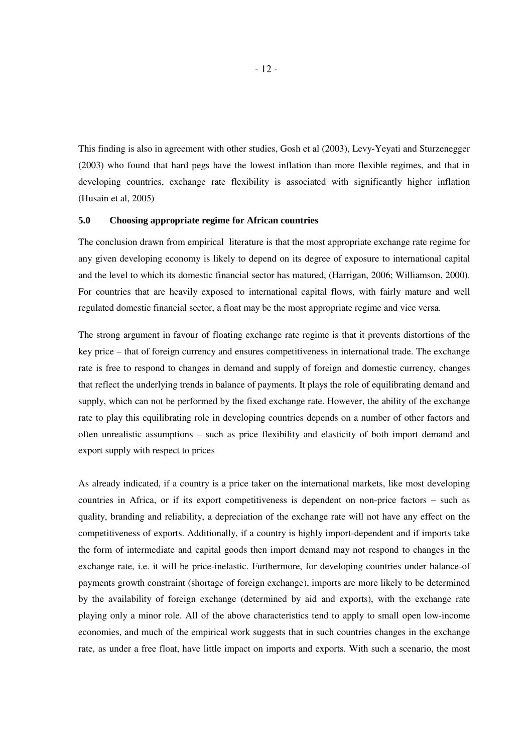This finding is also in agreement with other studies, Gosh et al (2003), Levy-Yeyati and Sturzenegger (2003) who found that hard pegs have the lowest inflation than more flexible regimes, and that in developing countries, exchange rate flexibility is associated with significantly higher inflation (Husain et al, 2005)

## 5.0 Choosing appropriate regime for African countries

The conclusion drawn from empirical literature is that the most appropriate exchange rate regime for any given developing economy is likely to depend on its degree of exposure to international capital and the level to which its domestic financial sector has matured, (Harrigan, 2006; Williamson, 2000). For countries that are heavily exposed to international capital flows, with fairly mature and well regulated domestic financial sector, a float may be the most appropriate regime and vice versa.

The strong argument in favour of floating exchange rate regime is that it prevents distortions of the key price – that of foreign currency and ensures competitiveness in international trade. The exchange rate is free to respond to changes in demand and supply of foreign and domestic currency, changes that reflect the underlying trends in balance of payments. It plays the role of equilibrating demand and supply, which can not be performed by the fixed exchange rate. However, the ability of the exchange rate to play this equilibrating role in developing countries depends on a number of other factors and often unrealistic assumptions – such as price flexibility and elasticity of both import demand and export supply with respect to prices

As already indicated, if a country is a price taker on the international markets, like most developing countries in Africa, or if its export competitiveness is dependent on non-price factors – such as quality, branding and reliability, a depreciation of the exchange rate will not have any effect on the competitiveness of exports. Additionally, if a country is highly import-dependent and if imports take the form of intermediate and capital goods then import demand may not respond to changes in the exchange rate, i.e. it will be price-elastic. Furthermore, for developing countries under balance-of payments growth constraint (shortage of foreign exchange), imports are more likely to be determined by the availability of foreign exchange (determined by aid and exports), with the exchange rate playing only a minor role. All of the above characteristics tend to apply to small open low-income economies, and much of the empirical work suggests that in such countries changes in the exchange rate, as under a free float, have little impact on imports and exports. With such a scenario, the most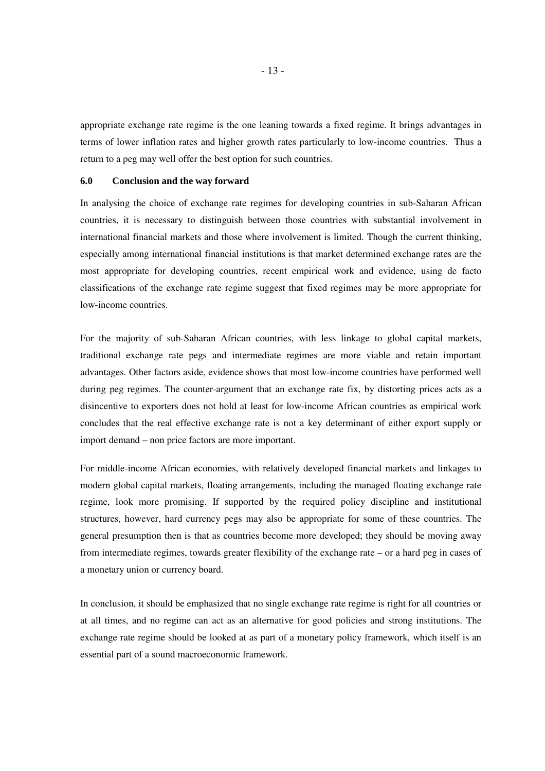appropriate exchange rate regime is the one leaning towards a fixed regime. It brings advantages in terms of lower inflation rates and higher growth rates particularly to low-income countries. Thus a return to a peg may well offer the best option for such countries.

## 6.0 Conclusion and the way forward

In analysing the choice of exchange rate regimes for developing countries in sub-Saharan African countries, it is necessary to distinguish between those countries with substantial involvement in international financial markets and those where involvement is limited. Though the current thinking, especially among international financial institutions is that market determined exchange rates are the most appropriate for developing countries, recent empirical work and evidence, using de facto classifications of the exchange rate regime suggest that fixed regimes may be more appropriate for low-income countries.

For the majority of sub-Saharan African countries, with less linkage to global capital markets, traditional exchange rate pegs and intermediate regimes are more viable and retain important advantages. Other factors aside, evidence shows that most low-income countries have performed well during peg regimes. The counter-argument that an exchange rate fix, by distorting prices acts as a disincentive to exporters does not hold at least for low-income African countries as empirical work concludes that the real effective exchange rate is not a key determinant of either export supply or import demand – non price factors are more important.

For middle-income African economies, with relatively developed financial markets and linkages to modern global capital markets, floating arrangements, including the managed floating exchange rate regime, look more promising. If supported by the required policy discipline and institutional structures, however, hard currency pegs may also be appropriate for some of these countries. The general presumption then is that as countries become more developed; they should be moving away from intermediate regimes, towards greater flexibility of the exchange rate – or a hard peg in cases of a monetary union or currency board.

In conclusion, it should be emphasized that no single exchange rate regime is right for all countries or at all times, and no regime can act as an alternative for good policies and strong institutions. The exchange rate regime should be looked at as part of a monetary policy framework, which itself is an essential part of a sound macroeconomic framework.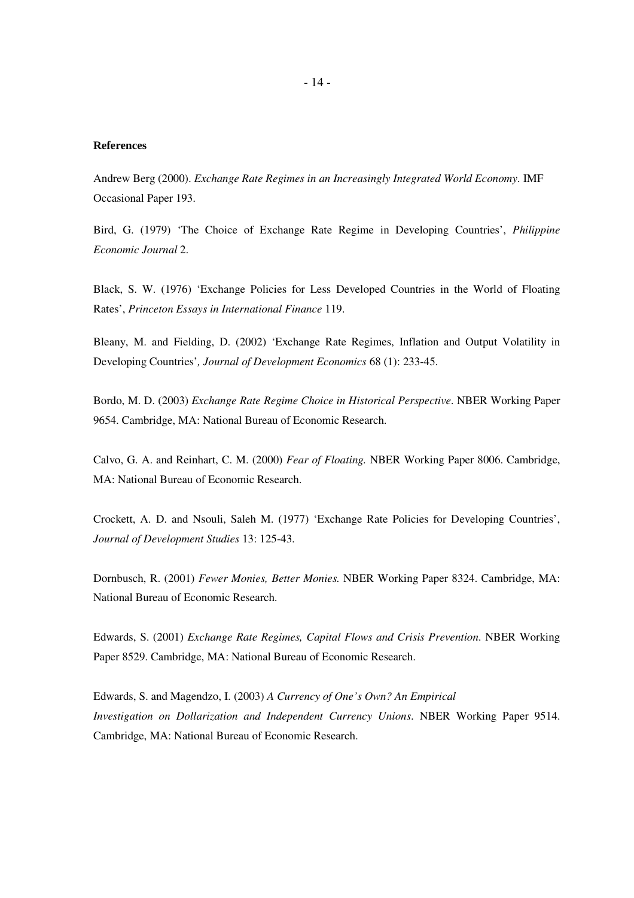**References**

Andrew Berg (2000). *Exchange Rate Regimes in an Increasingly Integrated World Economy*. IMF Occasional Paper 193.

Bird, G. (1979) 'The Choice of Exchange Rate Regime in Developing Countries', *Philippine Economic Journal* 2.

Black, S. W. (1976) 'Exchange Policies for Less Developed Countries in the World of Floating Rates', *Princeton Essays in International Finance* 119.

Bleany, M. and Fielding, D. (2002) 'Exchange Rate Regimes, Inflation and Output Volatility in Developing Countries', *Journal of Development Economics* 68 (1): 233-45.

Bordo, M. D. (2003) *Exchange Rate Regime Choice in Historical Perspective*. NBER Working Paper 9654. Cambridge, MA: National Bureau of Economic Research.

Calvo, G. A. and Reinhart, C. M. (2000) *Fear of Floating.* NBER Working Paper 8006. Cambridge, MA: National Bureau of Economic Research.

Crockett, A. D. and Nsouli, Saleh M. (1977) 'Exchange Rate Policies for Developing Countries', *Journal of Development Studies* 13: 125-43.

Dornbusch, R. (2001) *Fewer Monies, Better Monies.* NBER Working Paper 8324. Cambridge, MA: National Bureau of Economic Research.

Edwards, S. (2001) *Exchange Rate Regimes, Capital Flows and Crisis Prevention*. NBER Working Paper 8529. Cambridge, MA: National Bureau of Economic Research.

Edwards, S. and Magendzo, I. (2003) *A Currency of One's Own? An Empirical Investigation on Dollarization and Independent Currency Unions*. NBER Working Paper 9514. Cambridge, MA: National Bureau of Economic Research.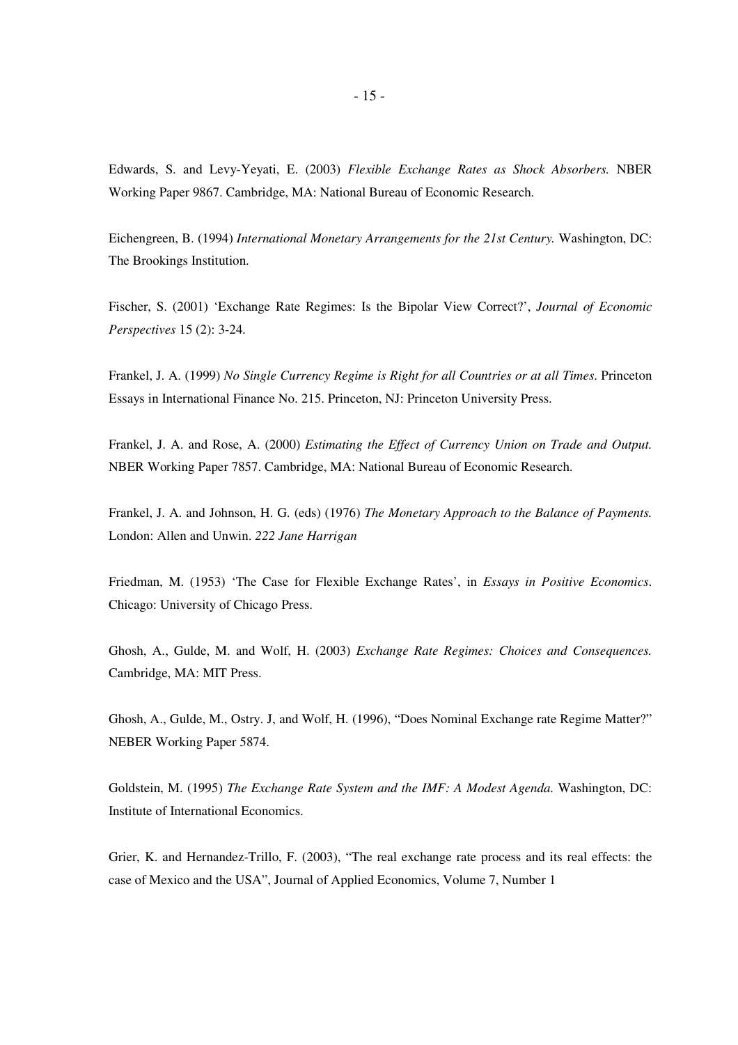Edwards, S. and Levy-Yeyati, E. (2003) *Flexible Exchange Rates as Shock Absorbers.* NBER Working Paper 9867. Cambridge, MA: National Bureau of Economic Research.

Eichengreen, B. (1994) *International Monetary Arrangements for the 21st Century.* Washington, DC: The Brookings Institution.

Fischer, S. (2001) 'Exchange Rate Regimes: Is the Bipolar View Correct?', *Journal of Economic Perspectives* 15 (2): 3-24.

Frankel, J. A. (1999) *No Single Currency Regime is Right for all Countries or at all Times*. Princeton Essays in International Finance No. 215. Princeton, NJ: Princeton University Press.

Frankel, J. A. and Rose, A. (2000) *Estimating the Effect of Currency Union on Trade and Output.* NBER Working Paper 7857. Cambridge, MA: National Bureau of Economic Research.

Frankel, J. A. and Johnson, H. G. (eds) (1976) *The Monetary Approach to the Balance of Payments.* London: Allen and Unwin. *222 Jane Harrigan*

Friedman, M. (1953) 'The Case for Flexible Exchange Rates', in *Essays in Positive Economics*. Chicago: University of Chicago Press.

Ghosh, A., Gulde, M. and Wolf, H. (2003) *Exchange Rate Regimes: Choices and Consequences.* Cambridge, MA: MIT Press.

Ghosh, A., Gulde, M., Ostry. J, and Wolf, H. (1996), "Does Nominal Exchange rate Regime Matter?" NEBER Working Paper 5874.

Goldstein, M. (1995) *The Exchange Rate System and the IMF: A Modest Agenda.* Washington, DC: Institute of International Economics.

Grier, K. and Hernandez-Trillo, F. (2003), "The real exchange rate process and its real effects: the case of Mexico and the USA", Journal of Applied Economics, Volume 7, Number 1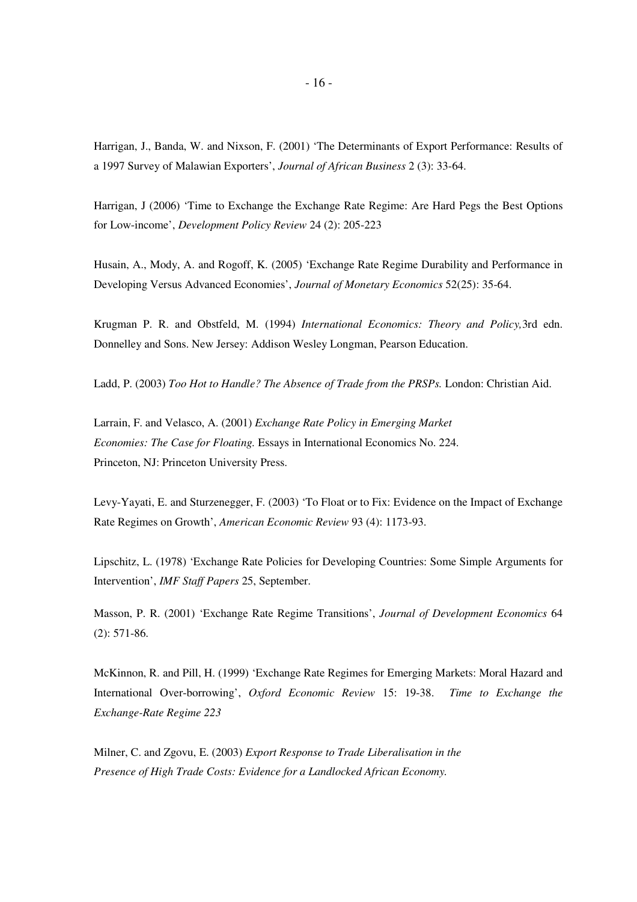Harrigan, J., Banda, W. and Nixson, F. (2001) 'The Determinants of Export Performance: Results of a 1997 Survey of Malawian Exporters', *Journal of African Business* 2 (3): 33-64.

Harrigan, J (2006) 'Time to Exchange the Exchange Rate Regime: Are Hard Pegs the Best Options for Low-income', *Development Policy Review* 24 (2): 205-223

Husain, A., Mody, A. and Rogoff, K. (2005) 'Exchange Rate Regime Durability and Performance in Developing Versus Advanced Economies', *Journal of Monetary Economics* 52(25): 35-64.

Krugman P. R. and Obstfeld, M. (1994) *International Economics: Theory and Policy,*3rd edn. Donnelley and Sons. New Jersey: Addison Wesley Longman, Pearson Education.

Ladd, P. (2003) *Too Hot to Handle? The Absence of Trade from the PRSPs.* London: Christian Aid.

Larrain, F. and Velasco, A. (2001) *Exchange Rate Policy in Emerging Market Economies: The Case for Floating.* Essays in International Economics No. 224. Princeton, NJ: Princeton University Press.

Levy-Yayati, E. and Sturzenegger, F. (2003) 'To Float or to Fix: Evidence on the Impact of Exchange Rate Regimes on Growth', *American Economic Review* 93 (4): 1173-93.

Lipschitz, L. (1978) 'Exchange Rate Policies for Developing Countries: Some Simple Arguments for Intervention', *IMF Staff Papers* 25, September.

Masson, P. R. (2001) 'Exchange Rate Regime Transitions', *Journal of Development Economics* 64 (2): 571-86.

McKinnon, R. and Pill, H. (1999) 'Exchange Rate Regimes for Emerging Markets: Moral Hazard and International Over-borrowing', *Oxford Economic Review* 15: 19-38. *Time to Exchange the Exchange-Rate Regime 223*

Milner, C. and Zgovu, E. (2003) *Export Response to Trade Liberalisation in the Presence of High Trade Costs: Evidence for a Landlocked African Economy.*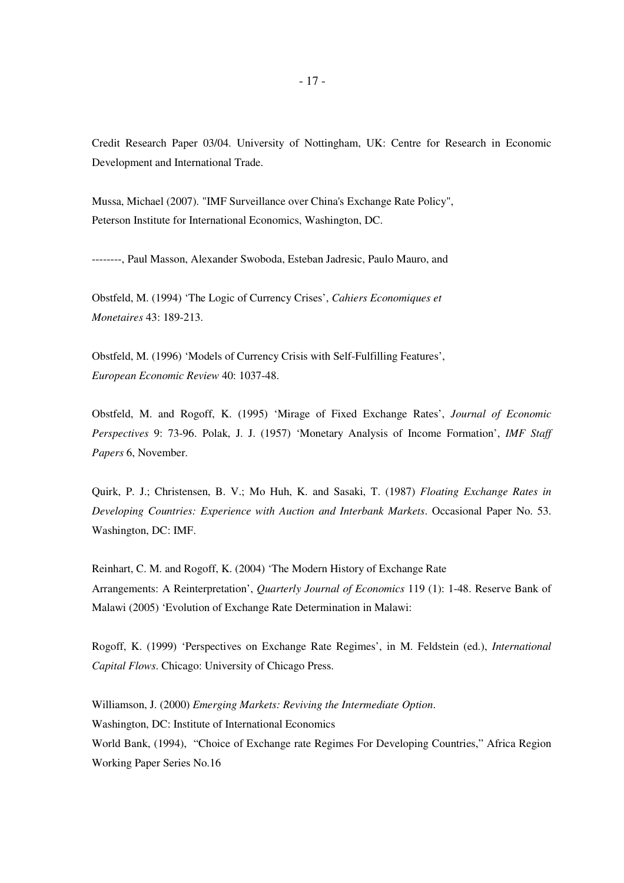Credit Research Paper 03/04. University of Nottingham, UK: Centre for Research in Economic Development and International Trade.

Mussa, Michael (2007). "IMF Surveillance over China's Exchange Rate Policy", Peterson Institute for International Economics, Washington, DC.

--------, Paul Masson, Alexander Swoboda, Esteban Jadresic, Paulo Mauro, and

Obstfeld, M. (1994) 'The Logic of Currency Crises', *Cahiers Economiques et Monetaires* 43: 189-213.

Obstfeld, M. (1996) 'Models of Currency Crisis with Self-Fulfilling Features', *European Economic Review* 40: 1037-48.

Obstfeld, M. and Rogoff, K. (1995) 'Mirage of Fixed Exchange Rates', *Journal of Economic Perspectives* 9: 73-96. Polak, J. J. (1957) 'Monetary Analysis of Income Formation', *IMF Staff Papers* 6, November.

Quirk, P. J.; Christensen, B. V.; Mo Huh, K. and Sasaki, T. (1987) *Floating Exchange Rates in Developing Countries: Experience with Auction and Interbank Markets*. Occasional Paper No. 53. Washington, DC: IMF.

Reinhart, C. M. and Rogoff, K. (2004) 'The Modern History of Exchange Rate Arrangements: A Reinterpretation', *Quarterly Journal of Economics* 119 (1): 1-48. Reserve Bank of Malawi (2005) 'Evolution of Exchange Rate Determination in Malawi:

Rogoff, K. (1999) 'Perspectives on Exchange Rate Regimes', in M. Feldstein (ed.), *International Capital Flows*. Chicago: University of Chicago Press.

Williamson, J. (2000) *Emerging Markets: Reviving the Intermediate Option*. Washington, DC: Institute of International Economics

World Bank, (1994), "Choice of Exchange rate Regimes For Developing Countries," Africa Region Working Paper Series No.16